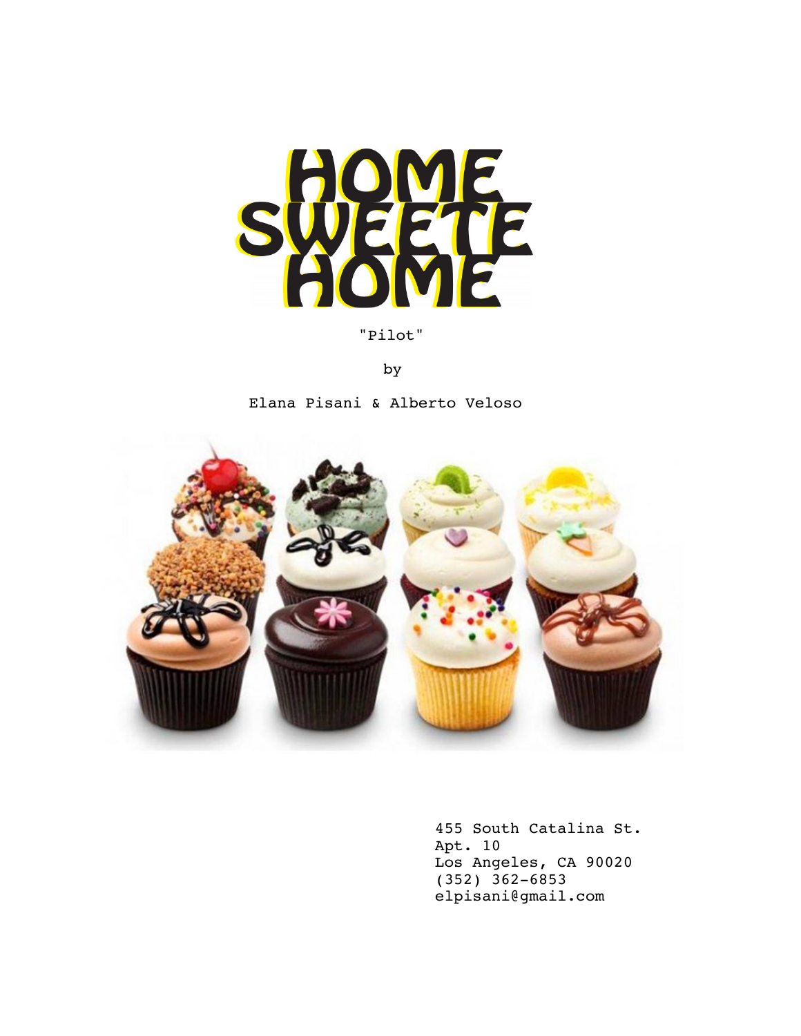# HOME SWEETE HOME

"Pilot"

by

Elana Pisani & Alberto Veloso

455 South Catalina St.
Apt. 10
Los Angeles, CA 90020
(352) 362-6853
elpisani@gmail.com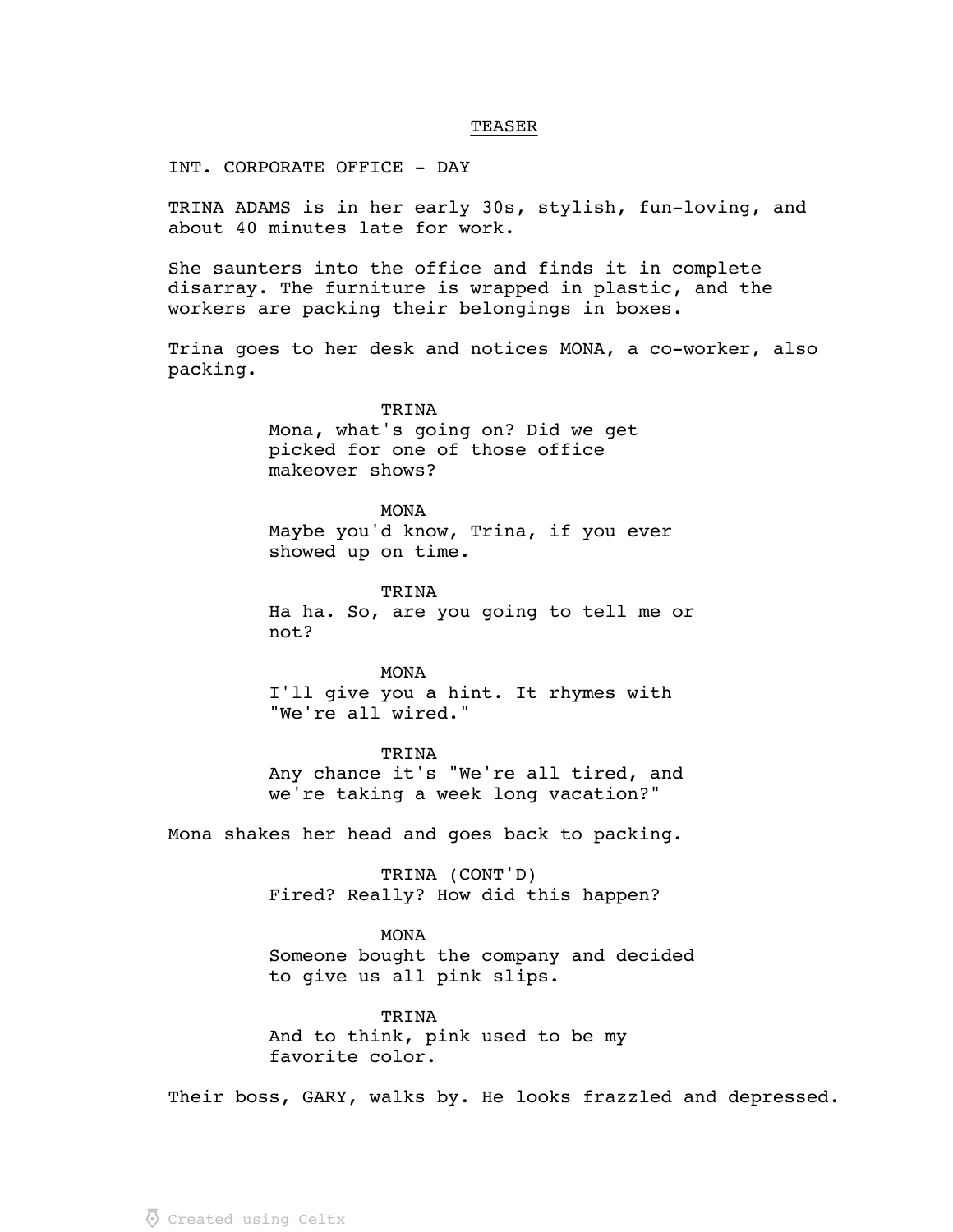## TEASER

INT. CORPORATE OFFICE - DAY

TRINA ADAMS is in her early 30s, stylish, fun-loving, and about 40 minutes late for work.

She saunters into the office and finds it in complete disarray. The furniture is wrapped in plastic, and the workers are packing their belongings in boxes.

Trina goes to her desk and notices MONA, a co-worker, also packing.

TRINA
Mona, what's going on? Did we get picked for one of those office makeover shows?

MONA
Maybe you'd know, Trina, if you ever showed up on time.

TRINA
Ha ha. So, are you going to tell me or not?

MONA
I'll give you a hint. It rhymes with "We're all wired."

TRINA
Any chance it's "We're all tired, and we're taking a week long vacation?"

Mona shakes her head and goes back to packing.

TRINA (CONT'D)
Fired? Really? How did this happen?

MONA
Someone bought the company and decided to give us all pink slips.

TRINA
And to think, pink used to be my favorite color.

Their boss, GARY, walks by. He looks frazzled and depressed.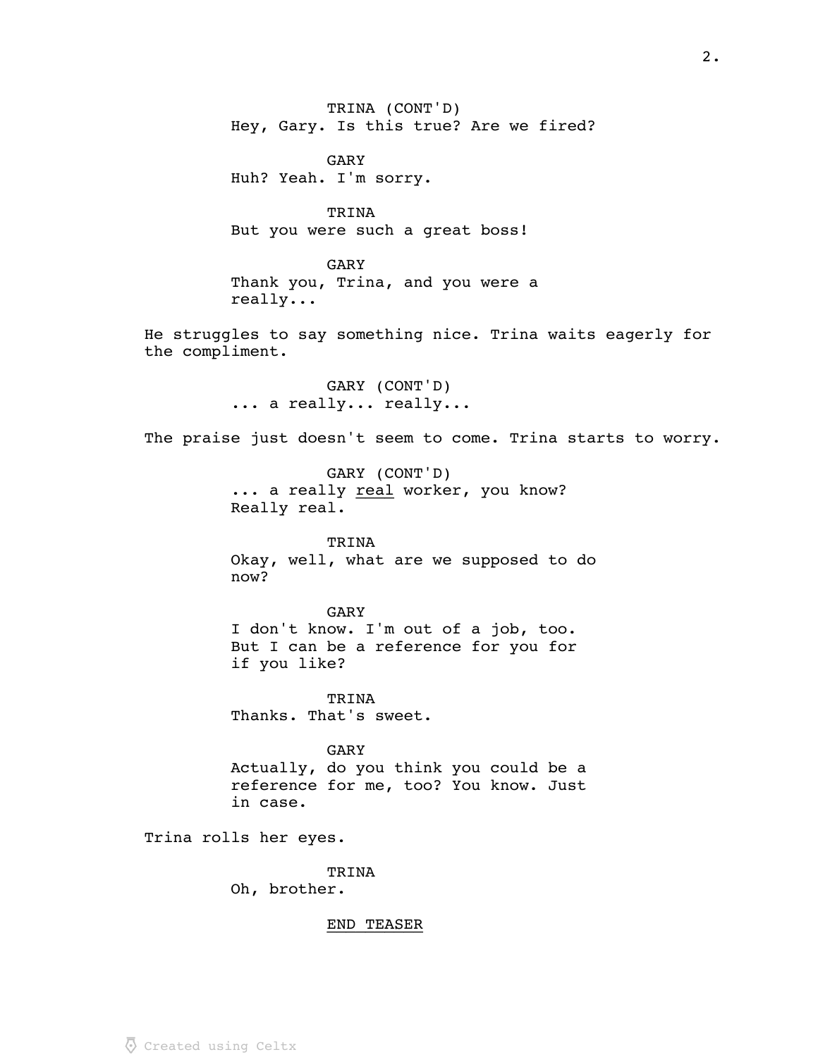TRINA (CONT'D)
Hey, Gary. Is this true? Are we fired?

GARY
Huh? Yeah. I'm sorry.

TRINA
But you were such a great boss!

GARY
Thank you, Trina, and you were a really...

He struggles to say something nice. Trina waits eagerly for the compliment.

GARY (CONT'D)
... a really... really...

The praise just doesn't seem to come. Trina starts to worry.

GARY (CONT'D)
... a really <u>real</u> worker, you know? Really real.

TRINA
Okay, well, what are we supposed to do now?

GARY
I don't know. I'm out of a job, too. But I can be a reference for you for if you like?

TRINA
Thanks. That's sweet.

GARY
Actually, do you think you could be a reference for me, too? You know. Just in case.

Trina rolls her eyes.

TRINA
Oh, brother.

<u>END TEASER</u>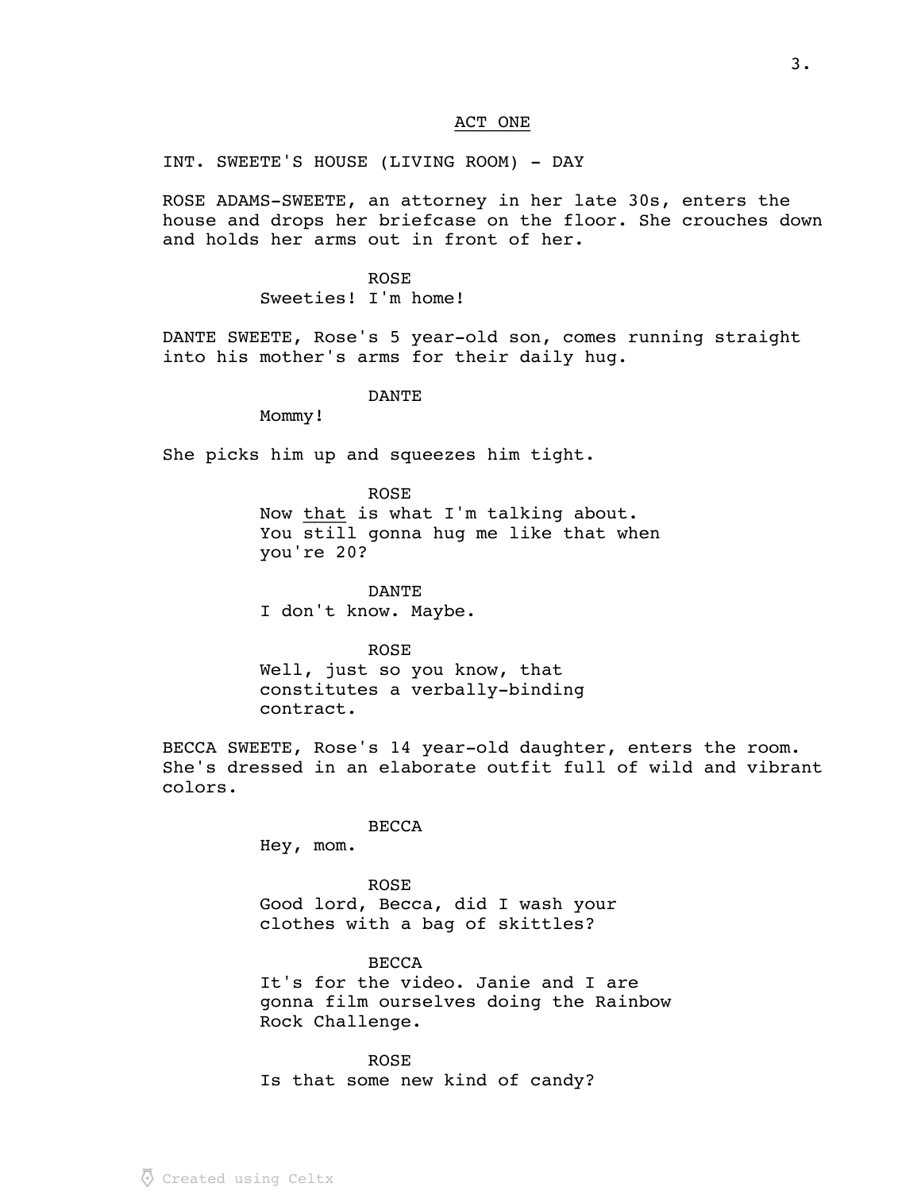## ACT ONE

INT. SWEETE'S HOUSE (LIVING ROOM) - DAY

ROSE ADAMS-SWEETE, an attorney in her late 30s, enters the house and drops her briefcase on the floor. She crouches down and holds her arms out in front of her.

ROSE
Sweeties! I'm home!

DANTE SWEETE, Rose's 5 year-old son, comes running straight into his mother's arms for their daily hug.

DANTE
Mommy!

She picks him up and squeezes him tight.

ROSE
Now <u>that</u> is what I'm talking about. You still gonna hug me like that when you're 20?

DANTE
I don't know. Maybe.

ROSE
Well, just so you know, that constitutes a verbally-binding contract.

BECCA SWEETE, Rose's 14 year-old daughter, enters the room. She's dressed in an elaborate outfit full of wild and vibrant colors.

BECCA
Hey, mom.

ROSE
Good lord, Becca, did I wash your clothes with a bag of skittles?

BECCA
It's for the video. Janie and I are gonna film ourselves doing the Rainbow Rock Challenge.

ROSE
Is that some new kind of candy?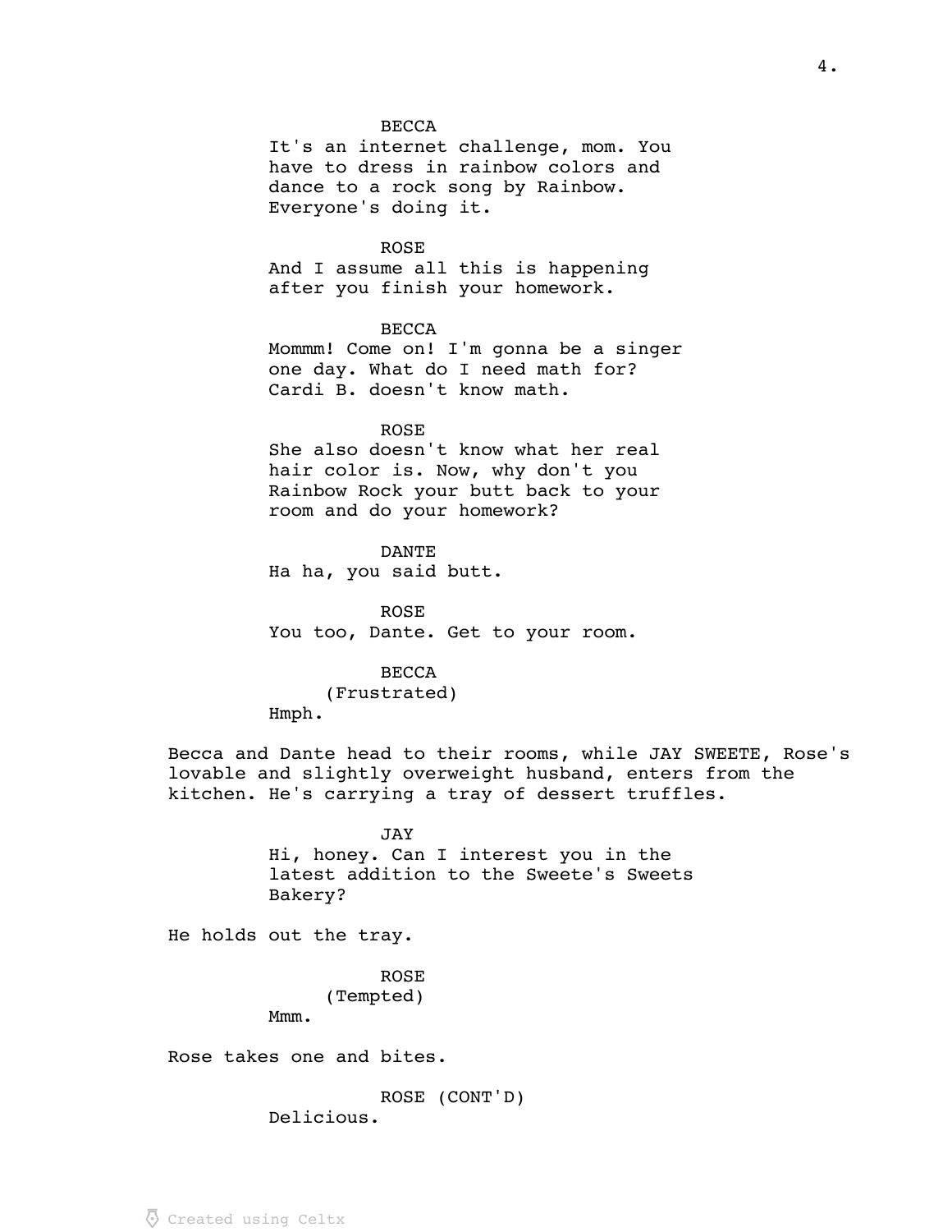BECCA

It's an internet challenge, mom. You have to dress in rainbow colors and dance to a rock song by Rainbow. Everyone's doing it.

ROSE

And I assume all this is happening after you finish your homework.

BECCA

Mommm! Come on! I'm gonna be a singer one day. What do I need math for? Cardi B. doesn't know math.

ROSE

She also doesn't know what her real hair color is. Now, why don't you Rainbow Rock your butt back to your room and do your homework?

DANTE

Ha ha, you said butt.

ROSE

You too, Dante. Get to your room.

BECCA

(Frustrated)

Hmph.

Becca and Dante head to their rooms, while JAY SWEETE, Rose's lovable and slightly overweight husband, enters from the kitchen. He's carrying a tray of dessert truffles.

JAY

Hi, honey. Can I interest you in the latest addition to the Sweete's Sweets Bakery?

He holds out the tray.

ROSE

(Tempted)

Mmm.

Rose takes one and bites.

ROSE (CONT'D)

Delicious.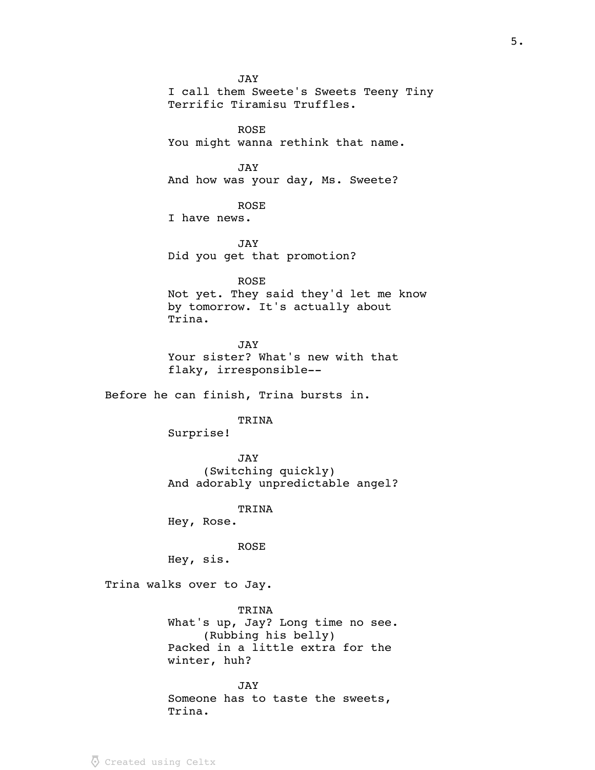JAY
I call them Sweete's Sweets Teeny Tiny Terrific Tiramisu Truffles.

ROSE
You might wanna rethink that name.

JAY
And how was your day, Ms. Sweete?

ROSE
I have news.

JAY
Did you get that promotion?

ROSE
Not yet. They said they'd let me know by tomorrow. It's actually about Trina.

JAY
Your sister? What's new with that flaky, irresponsible--

Before he can finish, Trina bursts in.

TRINA
Surprise!

JAY
(Switching quickly)
And adorably unpredictable angel?

TRINA
Hey, Rose.

ROSE
Hey, sis.

Trina walks over to Jay.

TRINA
What's up, Jay? Long time no see.
(Rubbing his belly)
Packed in a little extra for the winter, huh?

JAY
Someone has to taste the sweets, Trina.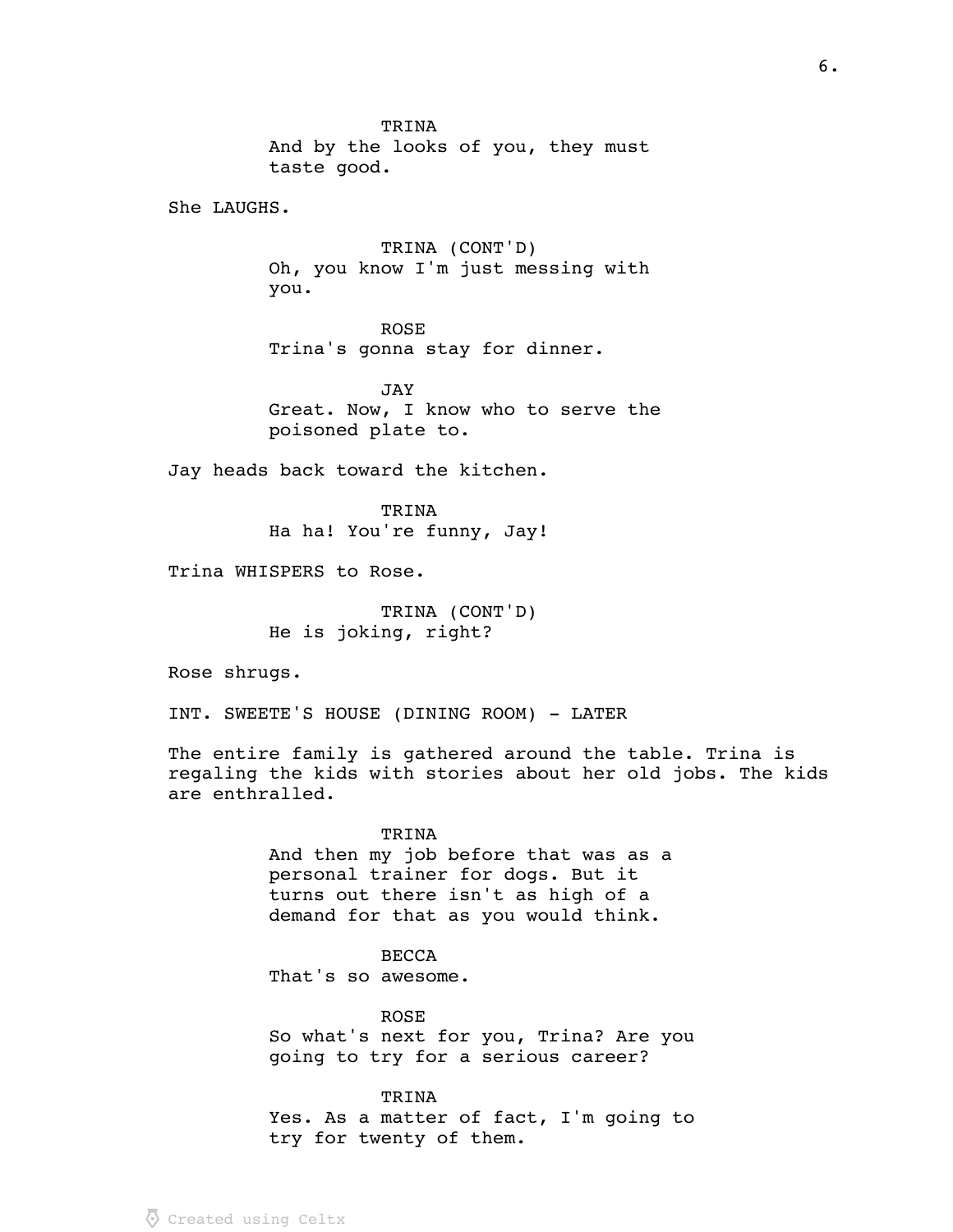TRINA
And by the looks of you, they must taste good.

She LAUGHS.

TRINA (CONT'D)
Oh, you know I'm just messing with you.

ROSE
Trina's gonna stay for dinner.

JAY
Great. Now, I know who to serve the poisoned plate to.

Jay heads back toward the kitchen.

TRINA
Ha ha! You're funny, Jay!

Trina WHISPERS to Rose.

TRINA (CONT'D)
He is joking, right?

Rose shrugs.

INT. SWEETE'S HOUSE (DINING ROOM) - LATER

The entire family is gathered around the table. Trina is regaling the kids with stories about her old jobs. The kids are enthralled.

TRINA
And then my job before that was as a personal trainer for dogs. But it turns out there isn't as high of a demand for that as you would think.

BECCA
That's so awesome.

ROSE
So what's next for you, Trina? Are you going to try for a serious career?

TRINA
Yes. As a matter of fact, I'm going to try for twenty of them.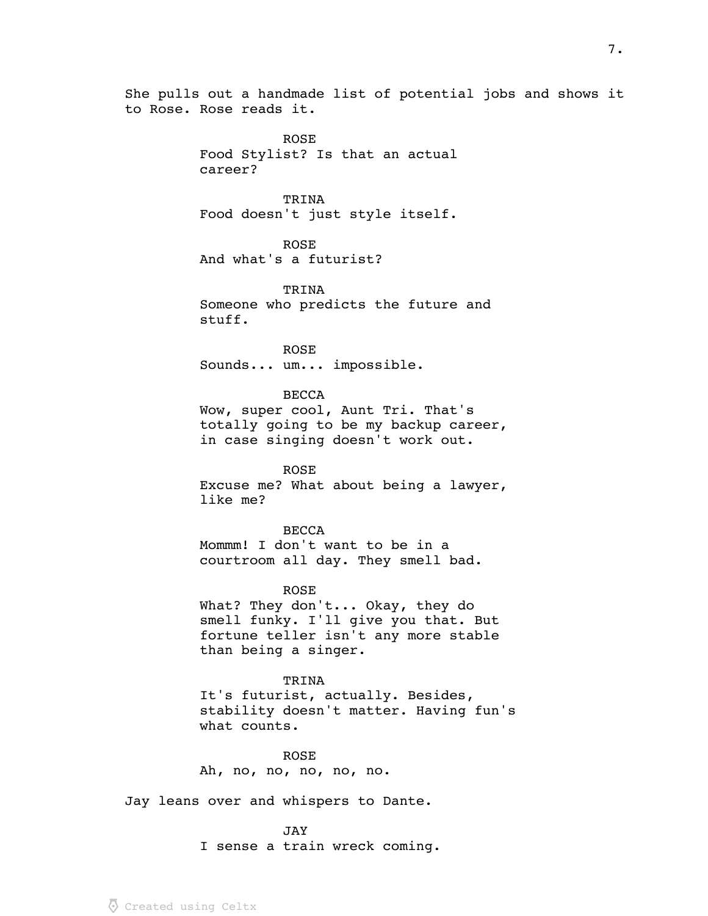She pulls out a handmade list of potential jobs and shows it to Rose. Rose reads it.

ROSE
Food Stylist? Is that an actual career?

TRINA
Food doesn't just style itself.

ROSE
And what's a futurist?

TRINA
Someone who predicts the future and stuff.

ROSE
Sounds... um... impossible.

BECCA
Wow, super cool, Aunt Tri. That's totally going to be my backup career, in case singing doesn't work out.

ROSE
Excuse me? What about being a lawyer, like me?

BECCA
Mommm! I don't want to be in a courtroom all day. They smell bad.

ROSE
What? They don't... Okay, they do smell funky. I'll give you that. But fortune teller isn't any more stable than being a singer.

TRINA
It's futurist, actually. Besides, stability doesn't matter. Having fun's what counts.

ROSE
Ah, no, no, no, no, no.

Jay leans over and whispers to Dante.

JAY
I sense a train wreck coming.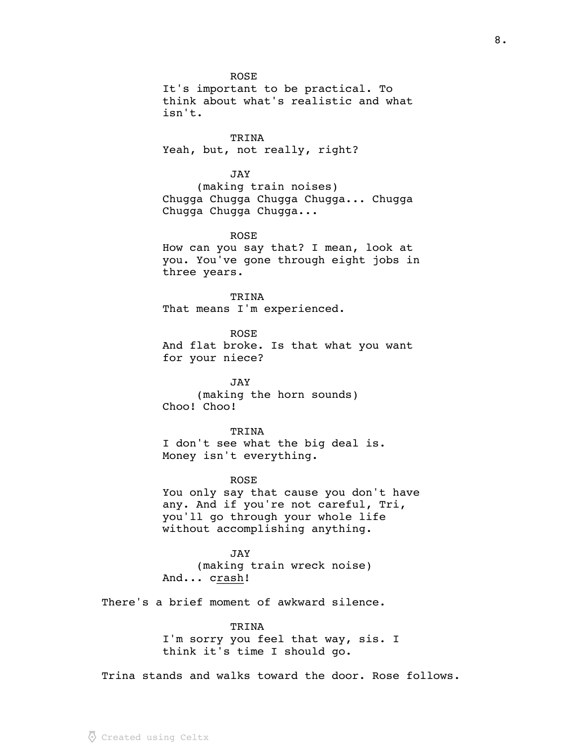ROSE
It's important to be practical. To think about what's realistic and what isn't.

TRINA
Yeah, but, not really, right?

JAY
(making train noises)
Chugga Chugga Chugga Chugga... Chugga Chugga Chugga Chugga...

ROSE
How can you say that? I mean, look at you. You've gone through eight jobs in three years.

TRINA
That means I'm experienced.

ROSE
And flat broke. Is that what you want for your niece?

JAY
(making the horn sounds)
Choo! Choo!

TRINA
I don't see what the big deal is. Money isn't everything.

ROSE
You only say that cause you don't have any. And if you're not careful, Tri, you'll go through your whole life without accomplishing anything.

JAY
(making train wreck noise)
And... c<u>rash</u>!

There's a brief moment of awkward silence.

TRINA
I'm sorry you feel that way, sis. I think it's time I should go.

Trina stands and walks toward the door. Rose follows.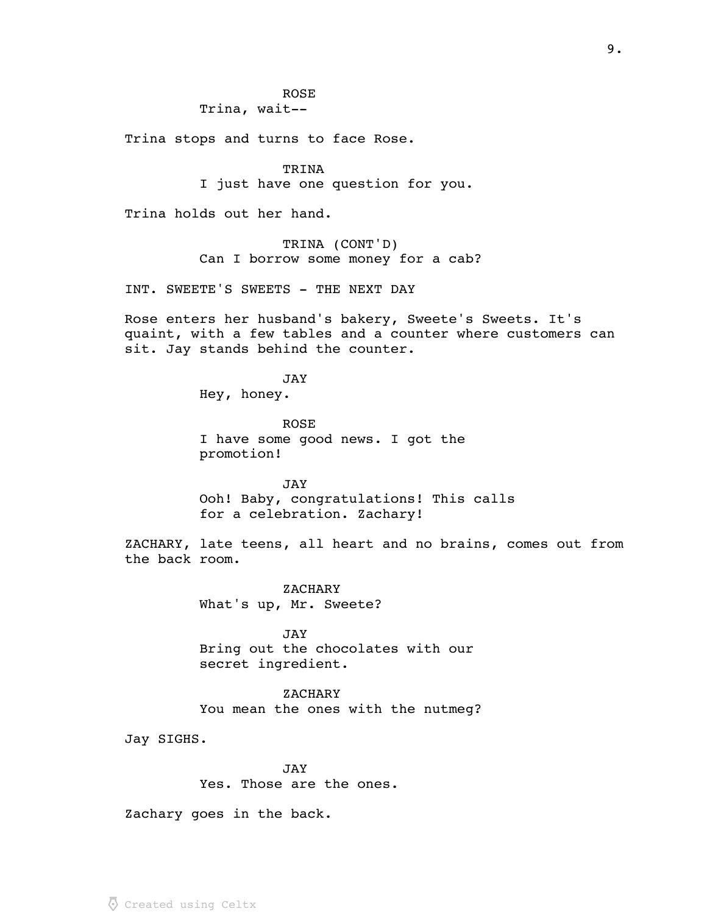ROSE
Trina, wait--

Trina stops and turns to face Rose.

TRINA
I just have one question for you.

Trina holds out her hand.

TRINA (CONT'D)
Can I borrow some money for a cab?

INT. SWEETE'S SWEETS - THE NEXT DAY

Rose enters her husband's bakery, Sweete's Sweets. It's quaint, with a few tables and a counter where customers can sit. Jay stands behind the counter.

JAY
Hey, honey.

ROSE
I have some good news. I got the promotion!

JAY
Ooh! Baby, congratulations! This calls for a celebration. Zachary!

ZACHARY, late teens, all heart and no brains, comes out from the back room.

ZACHARY
What's up, Mr. Sweete?

JAY
Bring out the chocolates with our secret ingredient.

ZACHARY
You mean the ones with the nutmeg?

Jay SIGHS.

JAY
Yes. Those are the ones.

Zachary goes in the back.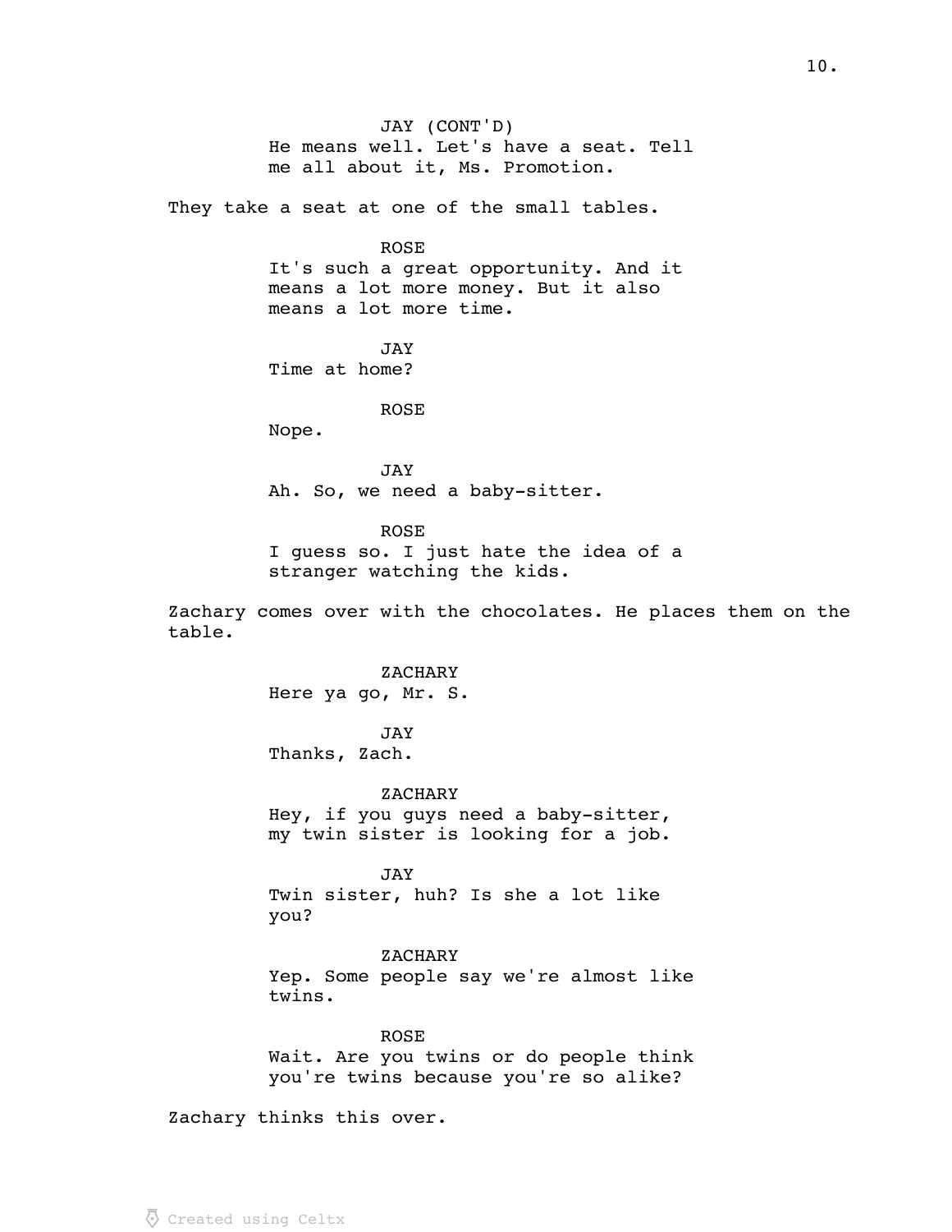JAY (CONT'D)
He means well. Let's have a seat. Tell me all about it, Ms. Promotion.

They take a seat at one of the small tables.

ROSE
It's such a great opportunity. And it means a lot more money. But it also means a lot more time.

JAY
Time at home?

ROSE
Nope.

JAY
Ah. So, we need a baby-sitter.

ROSE
I guess so. I just hate the idea of a stranger watching the kids.

Zachary comes over with the chocolates. He places them on the table.

ZACHARY
Here ya go, Mr. S.

JAY
Thanks, Zach.

ZACHARY
Hey, if you guys need a baby-sitter, my twin sister is looking for a job.

JAY
Twin sister, huh? Is she a lot like you?

ZACHARY
Yep. Some people say we're almost like twins.

ROSE
Wait. Are you twins or do people think you're twins because you're so alike?

Zachary thinks this over.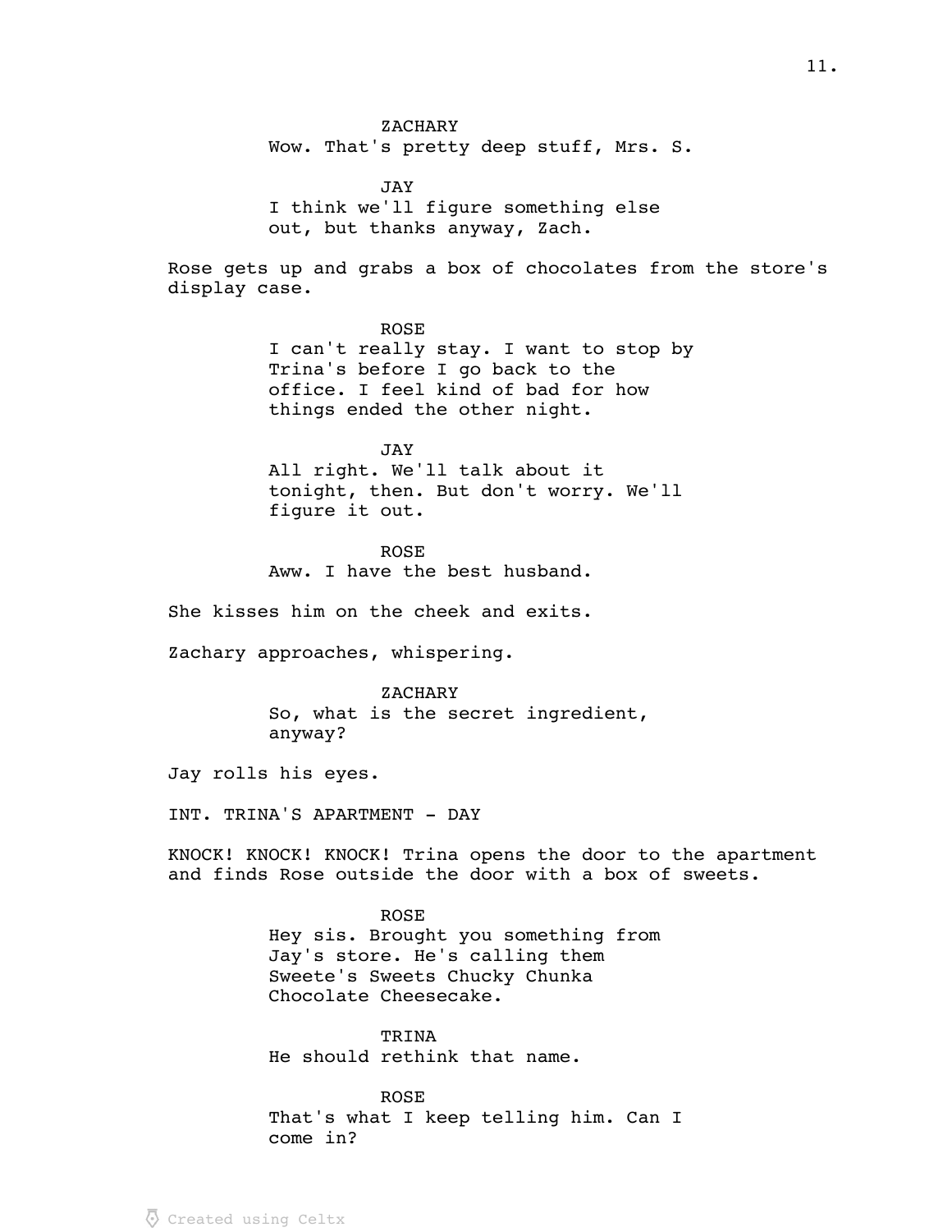ZACHARY
Wow. That's pretty deep stuff, Mrs. S.

JAY
I think we'll figure something else out, but thanks anyway, Zach.

Rose gets up and grabs a box of chocolates from the store's display case.

ROSE
I can't really stay. I want to stop by Trina's before I go back to the office. I feel kind of bad for how things ended the other night.

JAY
All right. We'll talk about it tonight, then. But don't worry. We'll figure it out.

ROSE
Aww. I have the best husband.

She kisses him on the cheek and exits.

Zachary approaches, whispering.

ZACHARY
So, what is the secret ingredient, anyway?

Jay rolls his eyes.

INT. TRINA'S APARTMENT - DAY

KNOCK! KNOCK! KNOCK! Trina opens the door to the apartment and finds Rose outside the door with a box of sweets.

ROSE
Hey sis. Brought you something from Jay's store. He's calling them Sweete's Sweets Chucky Chunka Chocolate Cheesecake.

TRINA
He should rethink that name.

ROSE
That's what I keep telling him. Can I come in?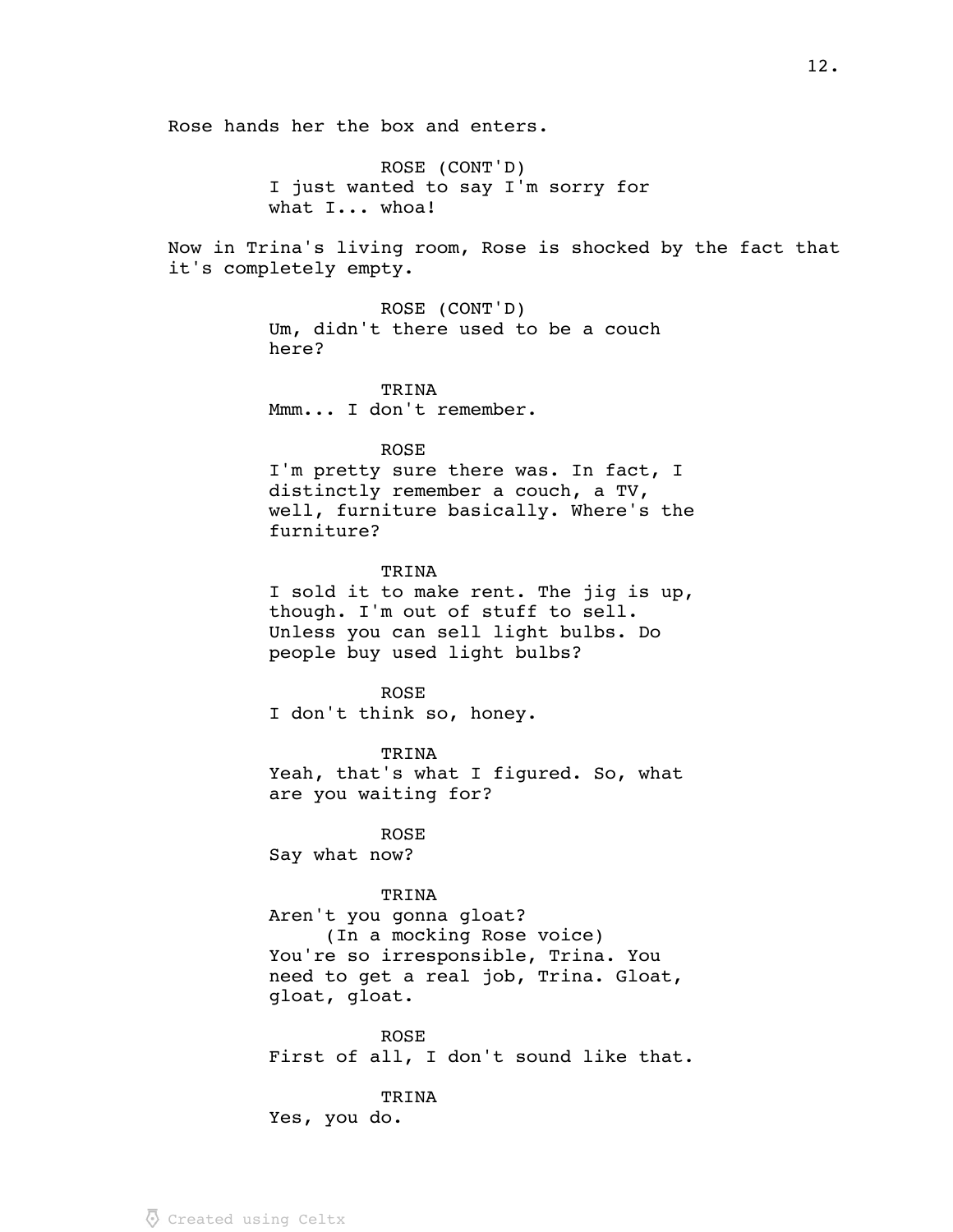Rose hands her the box and enters.

ROSE (CONT'D)
I just wanted to say I'm sorry for what I... whoa!

Now in Trina's living room, Rose is shocked by the fact that it's completely empty.

ROSE (CONT'D)
Um, didn't there used to be a couch here?

TRINA
Mmm... I don't remember.

ROSE
I'm pretty sure there was. In fact, I distinctly remember a couch, a TV, well, furniture basically. Where's the furniture?

TRINA
I sold it to make rent. The jig is up, though. I'm out of stuff to sell. Unless you can sell light bulbs. Do people buy used light bulbs?

ROSE
I don't think so, honey.

TRINA
Yeah, that's what I figured. So, what are you waiting for?

ROSE
Say what now?

TRINA
Aren't you gonna gloat?
(In a mocking Rose voice)
You're so irresponsible, Trina. You need to get a real job, Trina. Gloat, gloat, gloat.

ROSE
First of all, I don't sound like that.

TRINA
Yes, you do.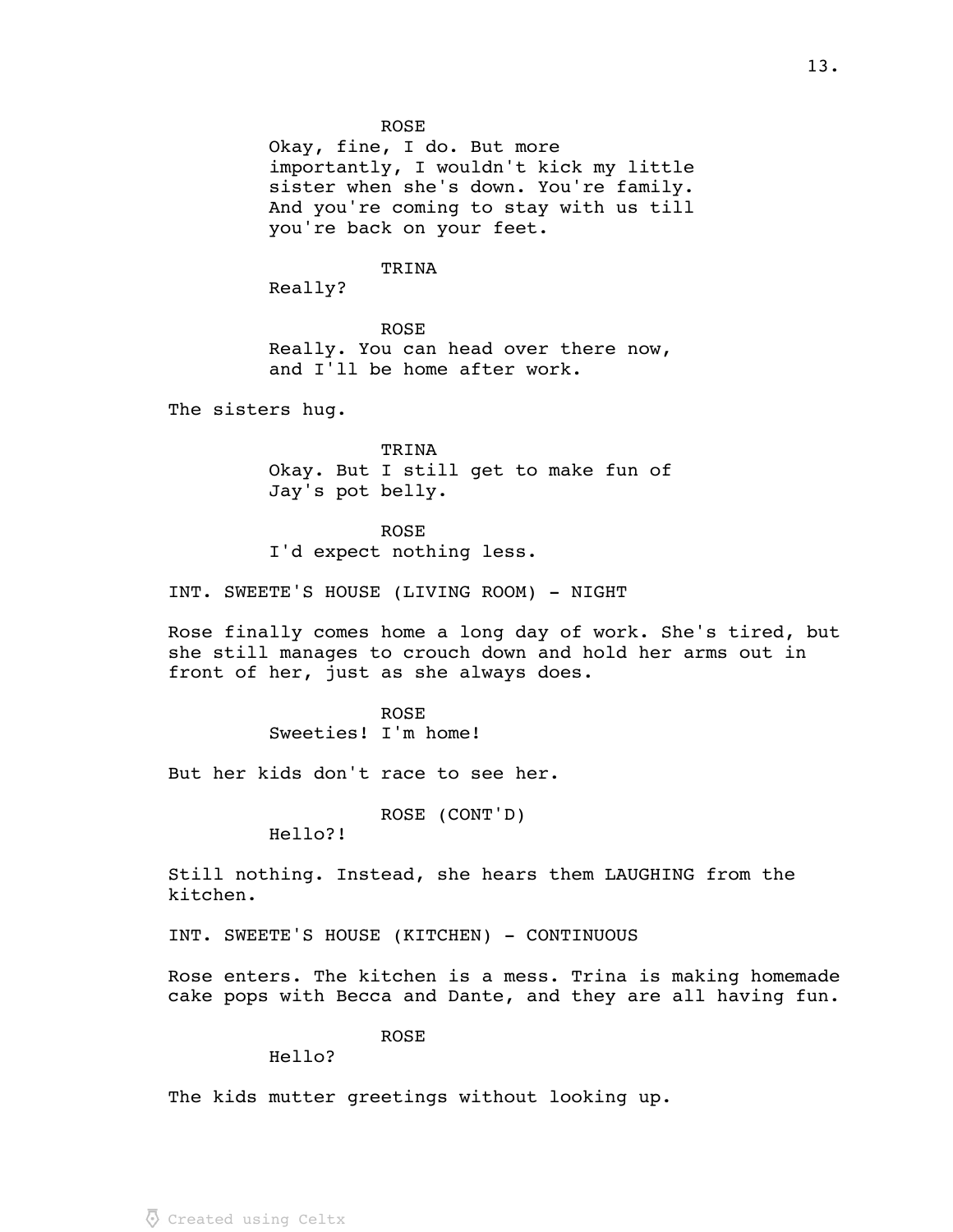ROSE
Okay, fine, I do. But more importantly, I wouldn't kick my little sister when she's down. You're family. And you're coming to stay with us till you're back on your feet.

TRINA
Really?

ROSE
Really. You can head over there now, and I'll be home after work.

The sisters hug.

TRINA
Okay. But I still get to make fun of Jay's pot belly.

ROSE
I'd expect nothing less.

INT. SWEETE'S HOUSE (LIVING ROOM) - NIGHT

Rose finally comes home a long day of work. She's tired, but she still manages to crouch down and hold her arms out in front of her, just as she always does.

ROSE
Sweeties! I'm home!

But her kids don't race to see her.

ROSE (CONT'D)
Hello?!

Still nothing. Instead, she hears them LAUGHING from the kitchen.

INT. SWEETE'S HOUSE (KITCHEN) - CONTINUOUS

Rose enters. The kitchen is a mess. Trina is making homemade cake pops with Becca and Dante, and they are all having fun.

ROSE
Hello?

The kids mutter greetings without looking up.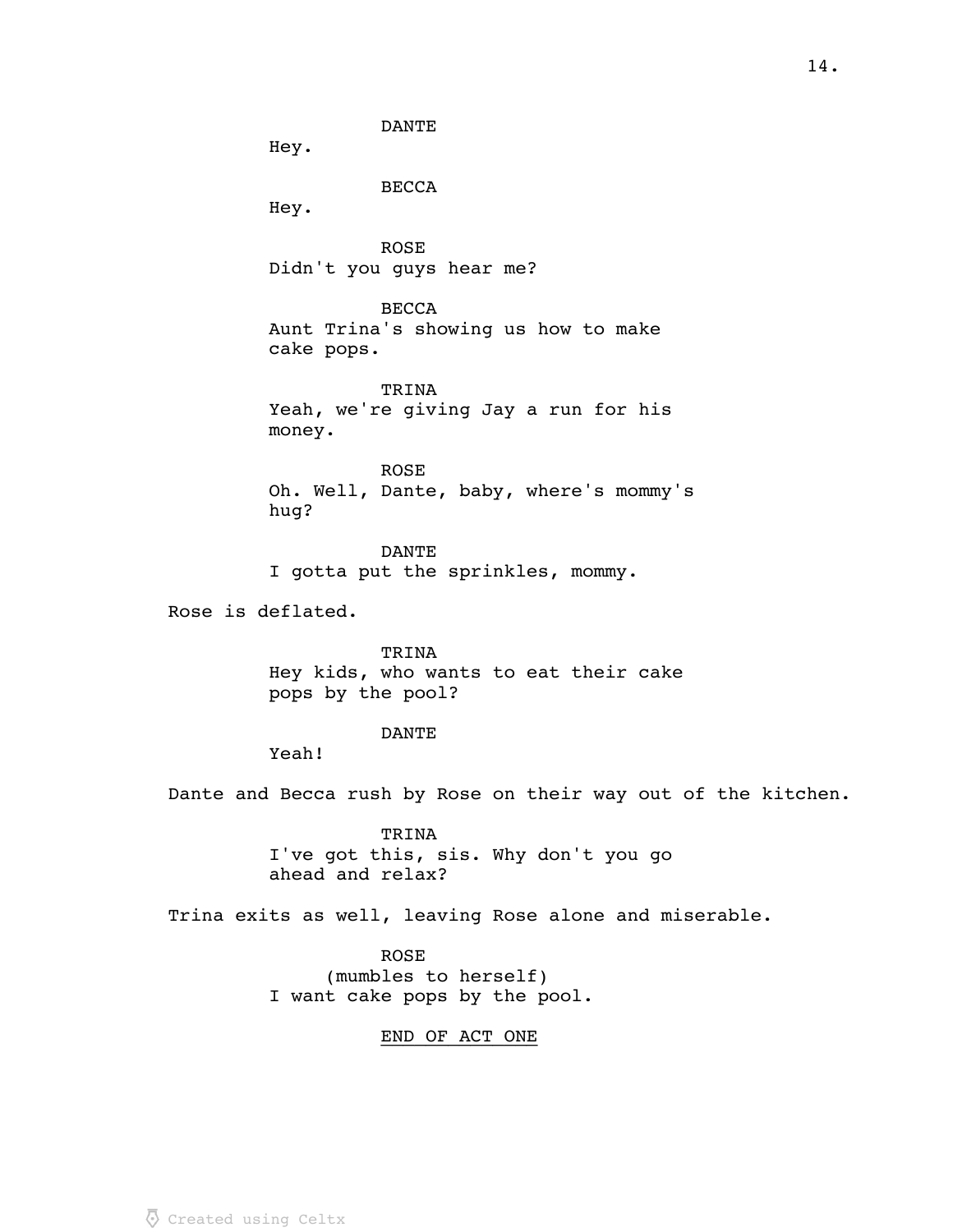DANTE

Hey.

BECCA

Hey.

ROSE

Didn't you guys hear me?

BECCA

Aunt Trina's showing us how to make cake pops.

TRINA

Yeah, we're giving Jay a run for his money.

ROSE

Oh. Well, Dante, baby, where's mommy's hug?

DANTE

I gotta put the sprinkles, mommy.

Rose is deflated.

TRINA

Hey kids, who wants to eat their cake pops by the pool?

DANTE

Yeah!

Dante and Becca rush by Rose on their way out of the kitchen.

TRINA

I've got this, sis. Why don't you go ahead and relax?

Trina exits as well, leaving Rose alone and miserable.

ROSE

(mumbles to herself)

I want cake pops by the pool.

<u>END OF ACT ONE</u>

Created using Celtx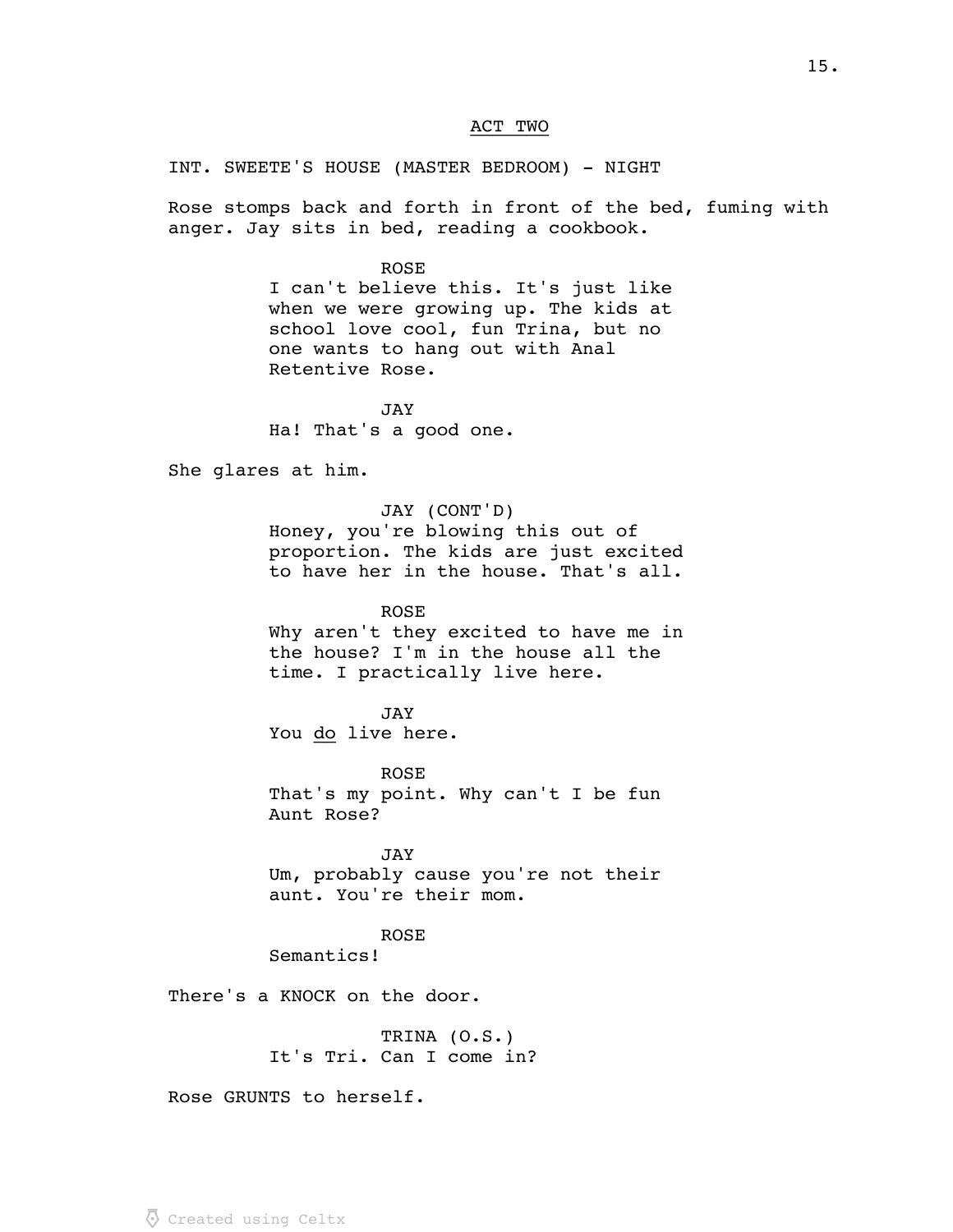ACT TWO

INT. SWEETE'S HOUSE (MASTER BEDROOM) - NIGHT

Rose stomps back and forth in front of the bed, fuming with anger. Jay sits in bed, reading a cookbook.

ROSE
I can't believe this. It's just like when we were growing up. The kids at school love cool, fun Trina, but no one wants to hang out with Anal Retentive Rose.

JAY
Ha! That's a good one.

She glares at him.

JAY (CONT'D)
Honey, you're blowing this out of proportion. The kids are just excited to have her in the house. That's all.

ROSE
Why aren't they excited to have me in the house? I'm in the house all the time. I practically live here.

JAY
You <u>do</u> live here.

ROSE
That's my point. Why can't I be fun Aunt Rose?

JAY
Um, probably cause you're not their aunt. You're their mom.

ROSE
Semantics!

There's a KNOCK on the door.

TRINA (O.S.)
It's Tri. Can I come in?

Rose GRUNTS to herself.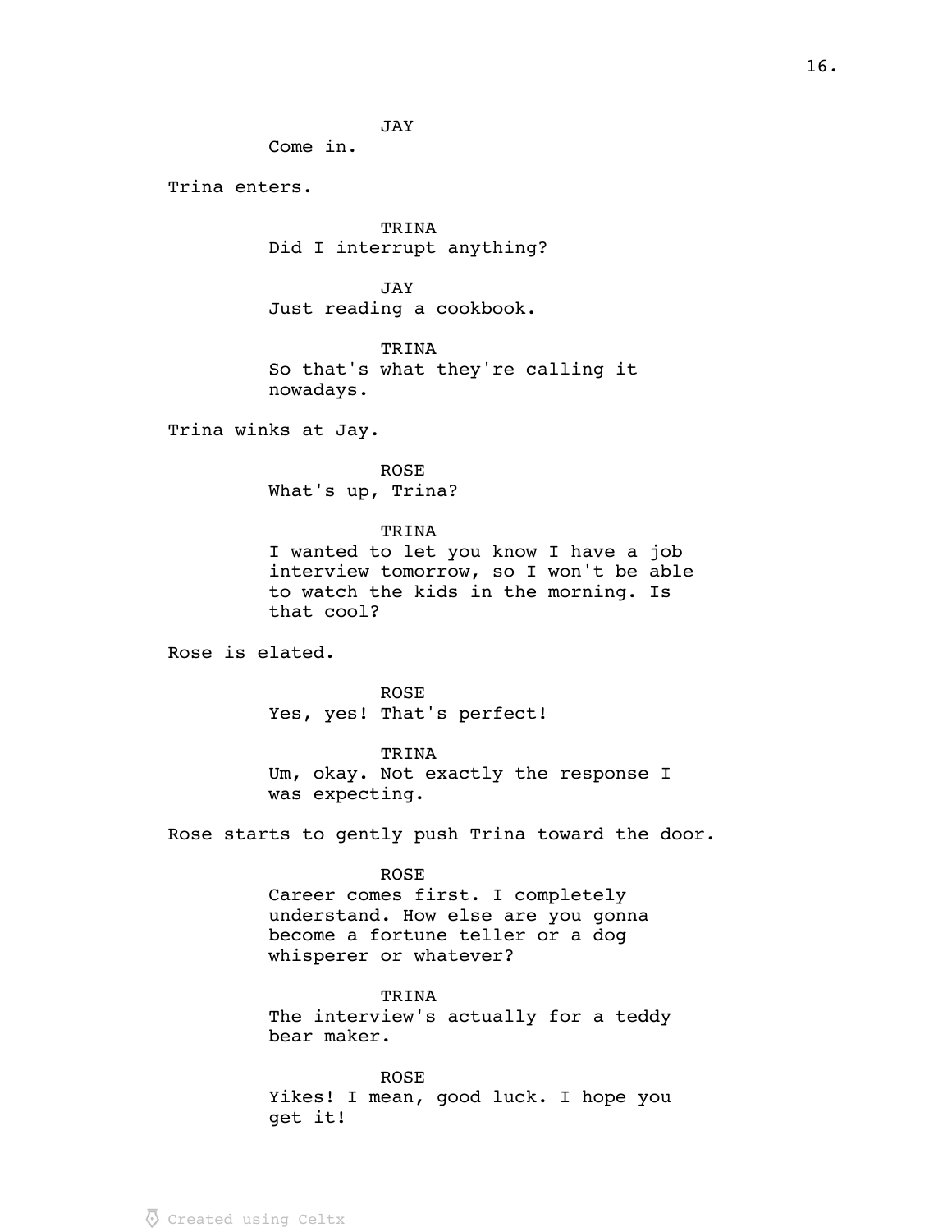JAY

Come in.

Trina enters.

TRINA

Did I interrupt anything?

JAY

Just reading a cookbook.

TRINA

So that's what they're calling it nowadays.

Trina winks at Jay.

ROSE

What's up, Trina?

TRINA

I wanted to let you know I have a job interview tomorrow, so I won't be able to watch the kids in the morning. Is that cool?

Rose is elated.

ROSE

Yes, yes! That's perfect!

TRINA

Um, okay. Not exactly the response I was expecting.

Rose starts to gently push Trina toward the door.

ROSE

Career comes first. I completely understand. How else are you gonna become a fortune teller or a dog whisperer or whatever?

TRINA

The interview's actually for a teddy bear maker.

ROSE

Yikes! I mean, good luck. I hope you get it!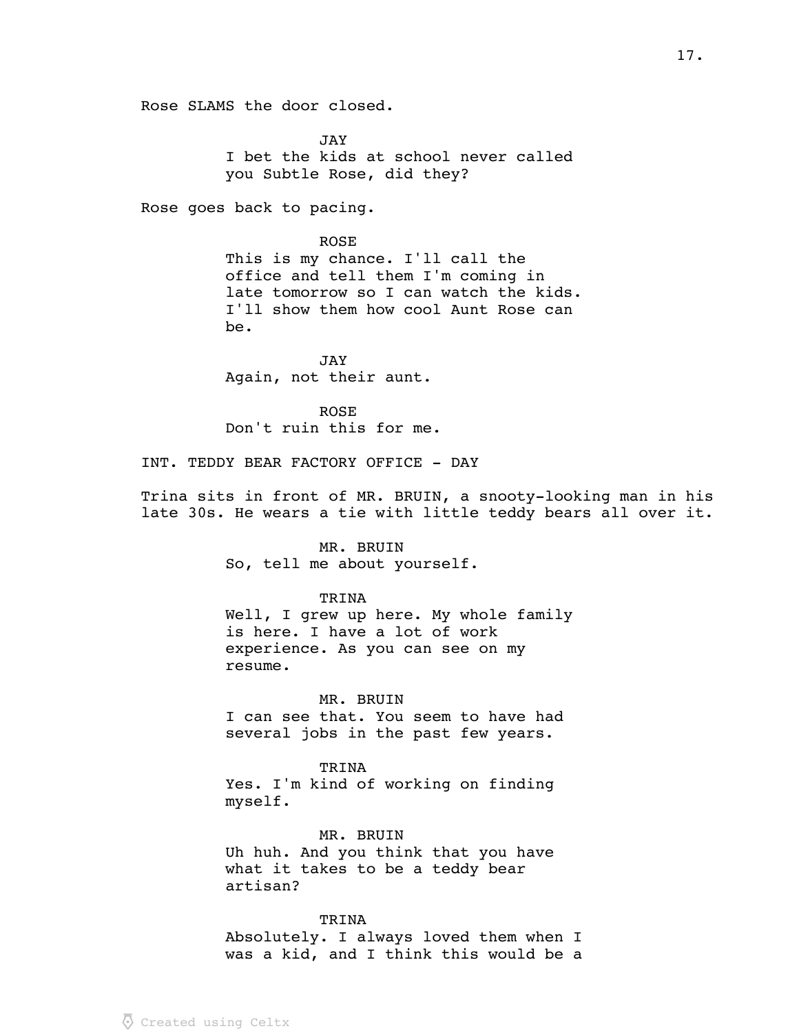Rose SLAMS the door closed.

JAY
I bet the kids at school never called you Subtle Rose, did they?

Rose goes back to pacing.

ROSE
This is my chance. I'll call the office and tell them I'm coming in late tomorrow so I can watch the kids. I'll show them how cool Aunt Rose can be.

JAY
Again, not their aunt.

ROSE
Don't ruin this for me.

INT. TEDDY BEAR FACTORY OFFICE - DAY

Trina sits in front of MR. BRUIN, a snooty-looking man in his late 30s. He wears a tie with little teddy bears all over it.

MR. BRUIN
So, tell me about yourself.

TRINA
Well, I grew up here. My whole family is here. I have a lot of work experience. As you can see on my resume.

MR. BRUIN
I can see that. You seem to have had several jobs in the past few years.

TRINA
Yes. I'm kind of working on finding myself.

MR. BRUIN
Uh huh. And you think that you have what it takes to be a teddy bear artisan?

TRINA
Absolutely. I always loved them when I was a kid, and I think this would be a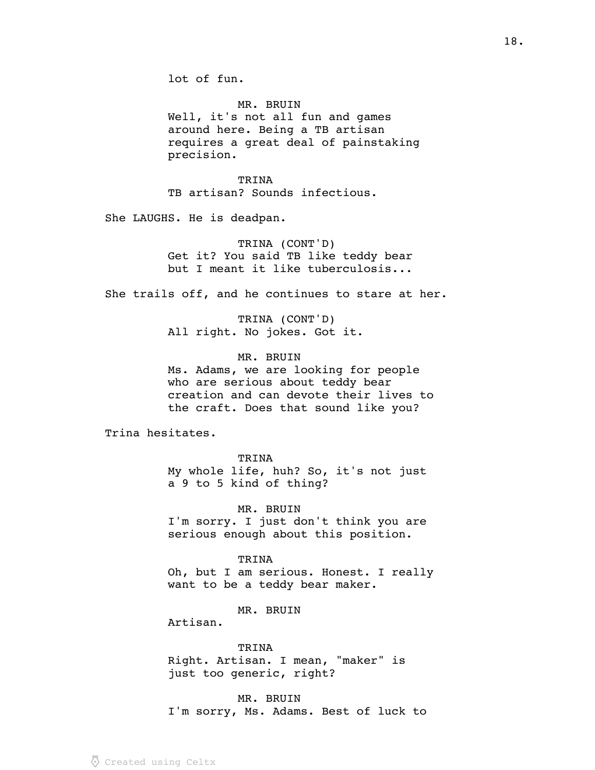lot of fun.

MR. BRUIN
Well, it's not all fun and games around here. Being a TB artisan requires a great deal of painstaking precision.

TRINA
TB artisan? Sounds infectious.

She LAUGHS. He is deadpan.

TRINA (CONT'D)
Get it? You said TB like teddy bear but I meant it like tuberculosis...

She trails off, and he continues to stare at her.

TRINA (CONT'D)
All right. No jokes. Got it.

MR. BRUIN
Ms. Adams, we are looking for people who are serious about teddy bear creation and can devote their lives to the craft. Does that sound like you?

Trina hesitates.

TRINA
My whole life, huh? So, it's not just a 9 to 5 kind of thing?

MR. BRUIN
I'm sorry. I just don't think you are serious enough about this position.

TRINA
Oh, but I am serious. Honest. I really want to be a teddy bear maker.

MR. BRUIN
Artisan.

TRINA
Right. Artisan. I mean, "maker" is just too generic, right?

MR. BRUIN
I'm sorry, Ms. Adams. Best of luck to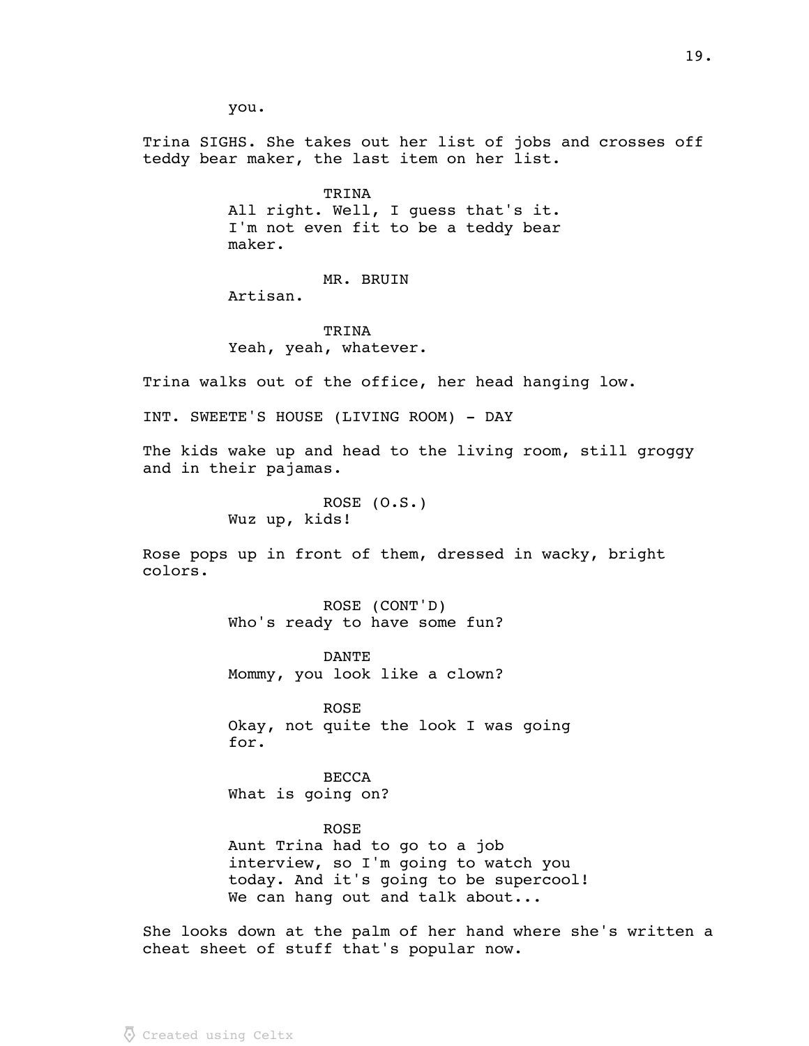you.

Trina SIGHS. She takes out her list of jobs and crosses off teddy bear maker, the last item on her list.

TRINA
All right. Well, I guess that's it. I'm not even fit to be a teddy bear maker.

MR. BRUIN
Artisan.

TRINA
Yeah, yeah, whatever.

Trina walks out of the office, her head hanging low.

INT. SWEETE'S HOUSE (LIVING ROOM) - DAY

The kids wake up and head to the living room, still groggy and in their pajamas.

ROSE (O.S.)
Wuz up, kids!

Rose pops up in front of them, dressed in wacky, bright colors.

ROSE (CONT'D)
Who's ready to have some fun?

DANTE
Mommy, you look like a clown?

ROSE
Okay, not quite the look I was going for.

BECCA
What is going on?

ROSE
Aunt Trina had to go to a job interview, so I'm going to watch you today. And it's going to be supercool! We can hang out and talk about...

She looks down at the palm of her hand where she's written a cheat sheet of stuff that's popular now.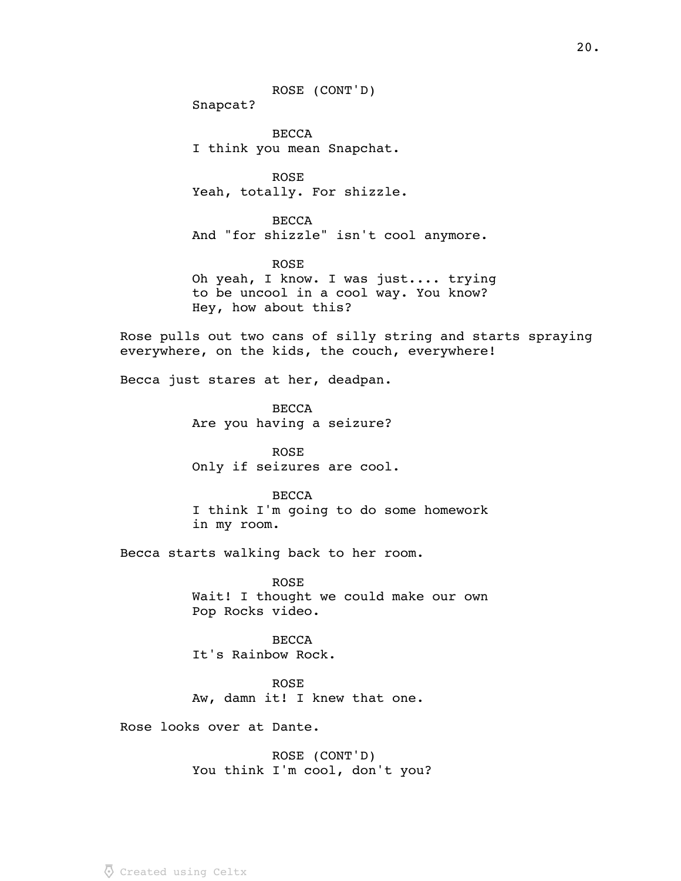ROSE (CONT'D)
Snapcat?

BECCA
I think you mean Snapchat.

ROSE
Yeah, totally. For shizzle.

BECCA
And "for shizzle" isn't cool anymore.

ROSE
Oh yeah, I know. I was just.... trying to be uncool in a cool way. You know? Hey, how about this?

Rose pulls out two cans of silly string and starts spraying everywhere, on the kids, the couch, everywhere!

Becca just stares at her, deadpan.

BECCA
Are you having a seizure?

ROSE
Only if seizures are cool.

BECCA
I think I'm going to do some homework in my room.

Becca starts walking back to her room.

ROSE
Wait! I thought we could make our own Pop Rocks video.

BECCA
It's Rainbow Rock.

ROSE
Aw, damn it! I knew that one.

Rose looks over at Dante.

ROSE (CONT'D)
You think I'm cool, don't you?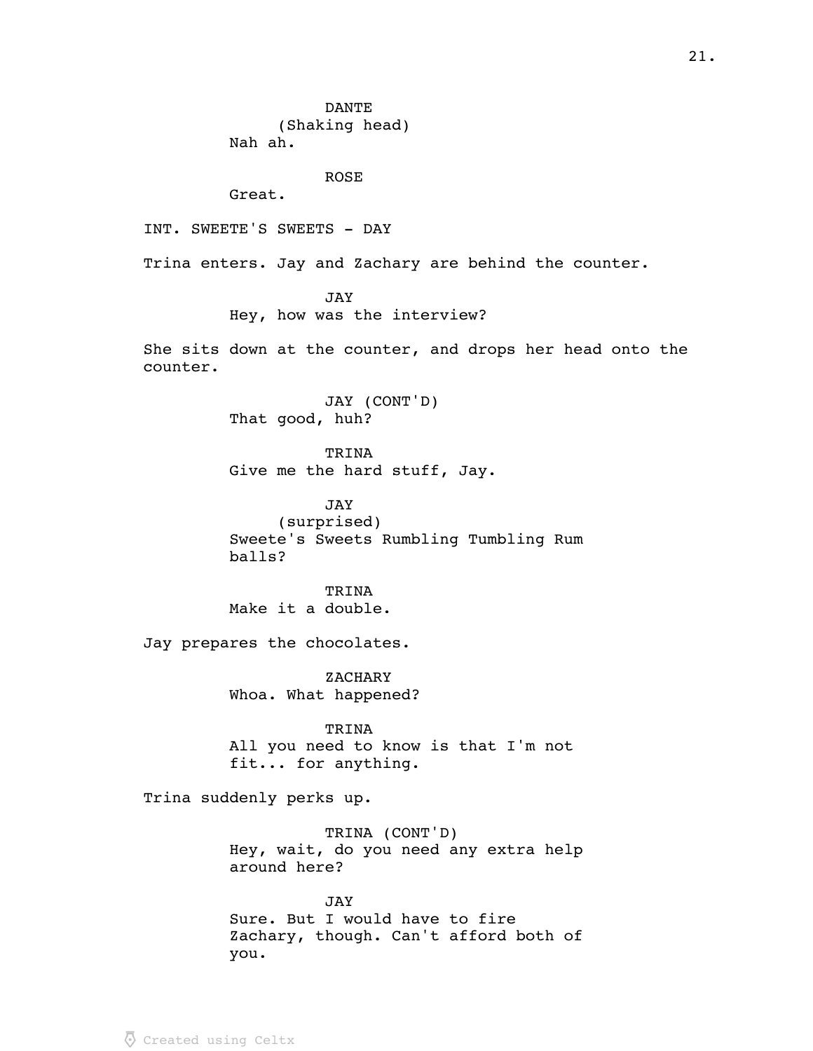DANTE
(Shaking head)
Nah ah.

ROSE
Great.

INT. SWEETE'S SWEETS - DAY

Trina enters. Jay and Zachary are behind the counter.

JAY
Hey, how was the interview?

She sits down at the counter, and drops her head onto the counter.

JAY (CONT'D)
That good, huh?

TRINA
Give me the hard stuff, Jay.

JAY
(surprised)
Sweete's Sweets Rumbling Tumbling Rum balls?

TRINA
Make it a double.

Jay prepares the chocolates.

ZACHARY
Whoa. What happened?

TRINA
All you need to know is that I'm not fit... for anything.

Trina suddenly perks up.

TRINA (CONT'D)
Hey, wait, do you need any extra help around here?

JAY
Sure. But I would have to fire Zachary, though. Can't afford both of you.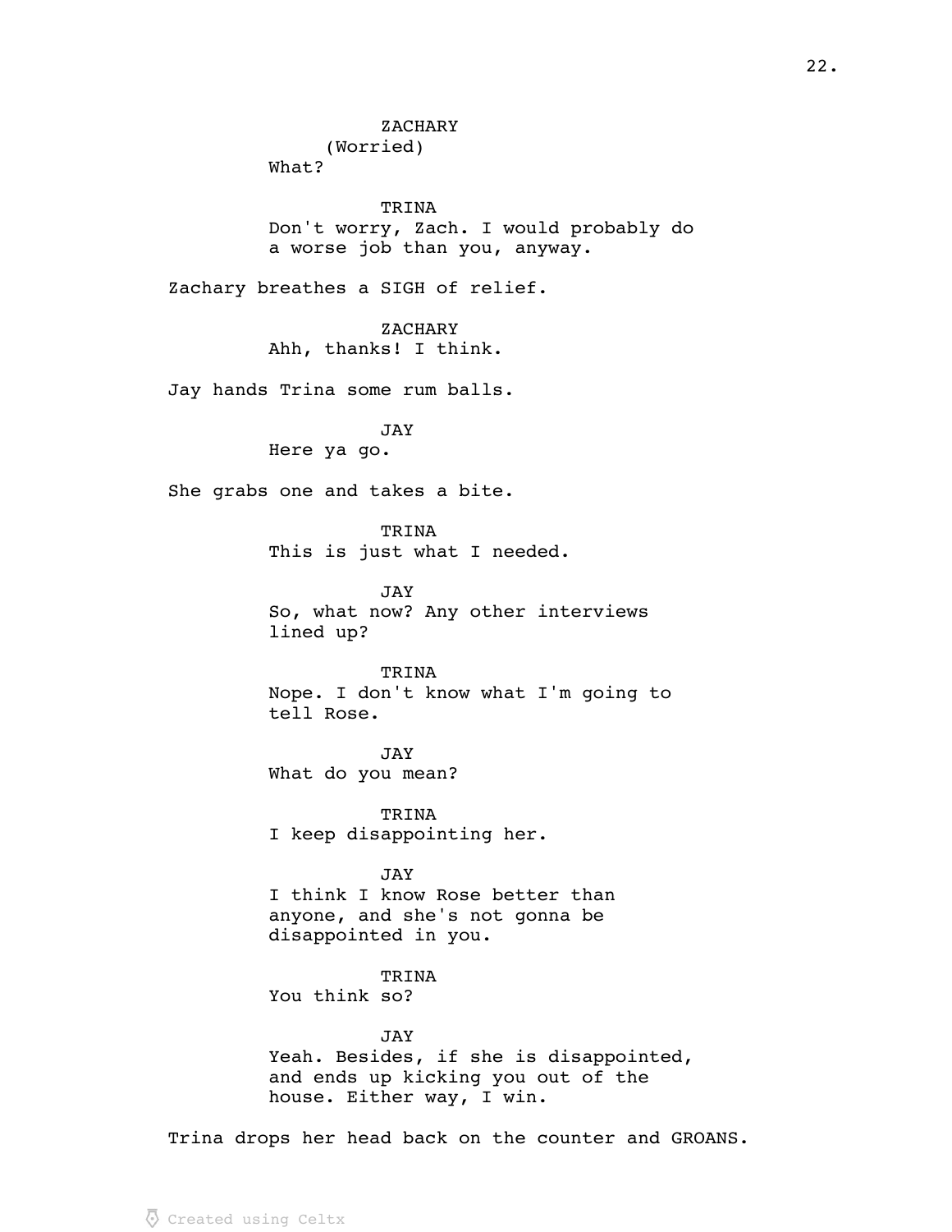ZACHARY
(Worried)
What?

TRINA
Don't worry, Zach. I would probably do a worse job than you, anyway.

Zachary breathes a SIGH of relief.

ZACHARY
Ahh, thanks! I think.

Jay hands Trina some rum balls.

JAY
Here ya go.

She grabs one and takes a bite.

TRINA
This is just what I needed.

JAY
So, what now? Any other interviews lined up?

TRINA
Nope. I don't know what I'm going to tell Rose.

JAY
What do you mean?

TRINA
I keep disappointing her.

JAY
I think I know Rose better than anyone, and she's not gonna be disappointed in you.

TRINA
You think so?

JAY
Yeah. Besides, if she is disappointed, and ends up kicking you out of the house. Either way, I win.

Trina drops her head back on the counter and GROANS.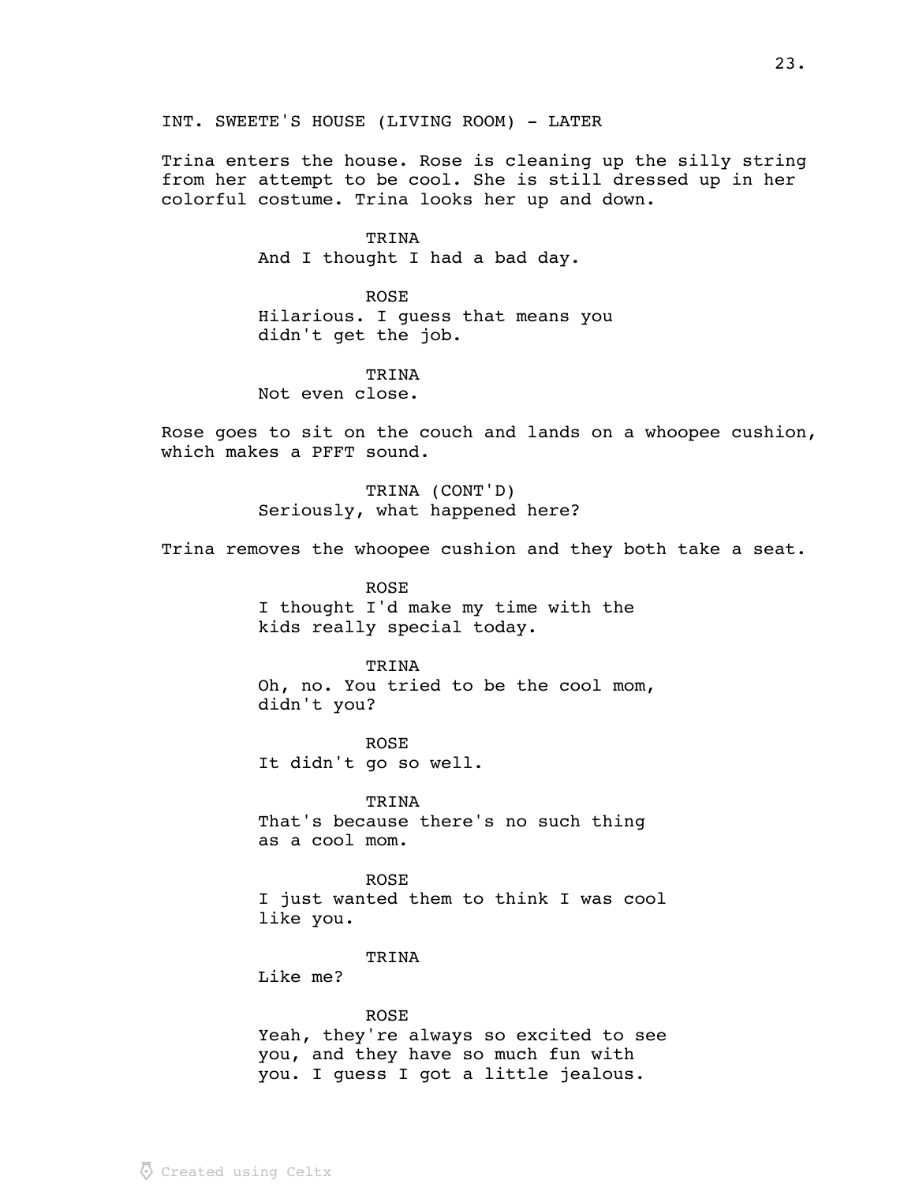INT. SWEETE'S HOUSE (LIVING ROOM) - LATER

Trina enters the house. Rose is cleaning up the silly string from her attempt to be cool. She is still dressed up in her colorful costume. Trina looks her up and down.

TRINA
And I thought I had a bad day.

ROSE
Hilarious. I guess that means you didn't get the job.

TRINA
Not even close.

Rose goes to sit on the couch and lands on a whoopee cushion, which makes a PFFT sound.

TRINA (CONT'D)
Seriously, what happened here?

Trina removes the whoopee cushion and they both take a seat.

ROSE
I thought I'd make my time with the kids really special today.

TRINA
Oh, no. You tried to be the cool mom, didn't you?

ROSE
It didn't go so well.

TRINA
That's because there's no such thing as a cool mom.

ROSE
I just wanted them to think I was cool like you.

TRINA
Like me?

ROSE
Yeah, they're always so excited to see you, and they have so much fun with you. I guess I got a little jealous.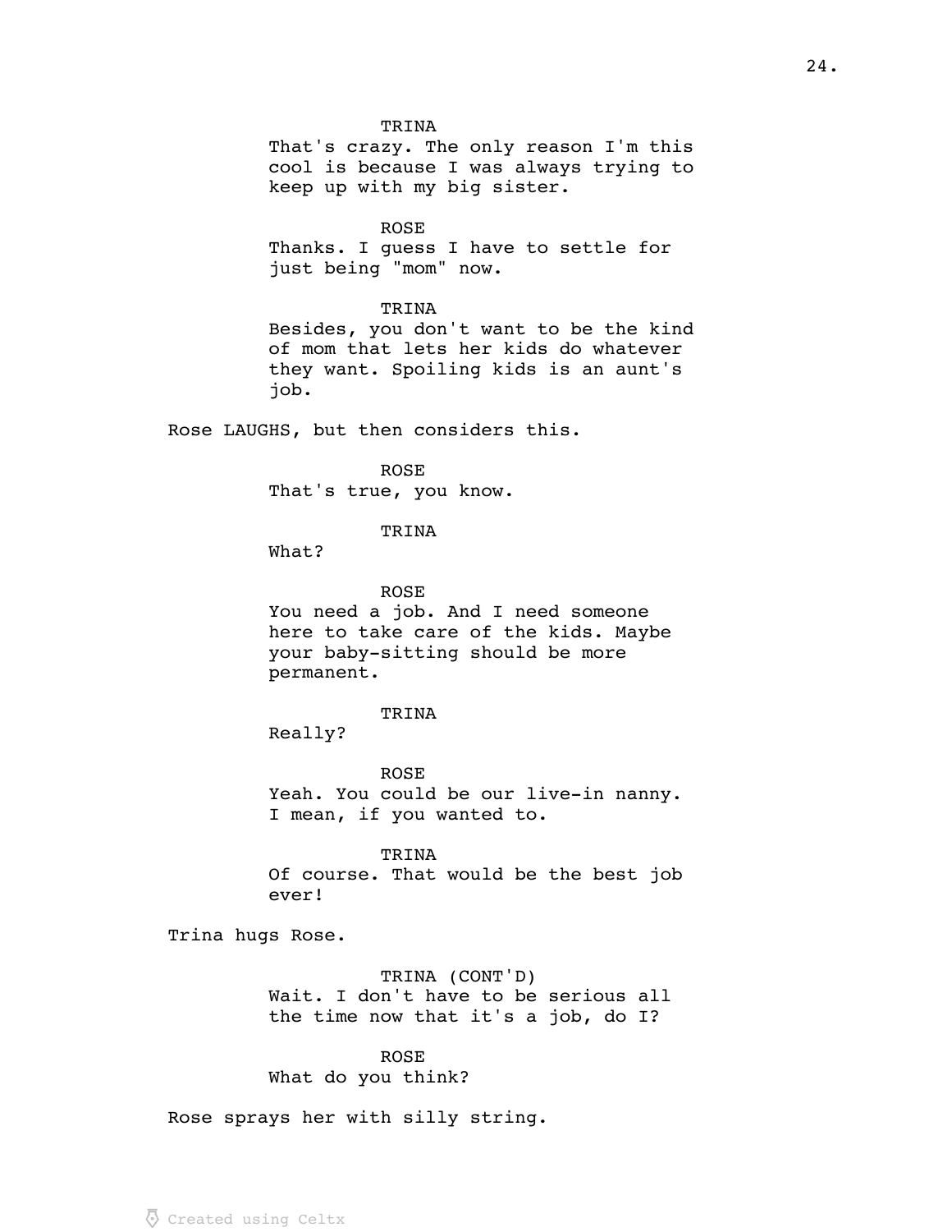TRINA

That's crazy. The only reason I'm this cool is because I was always trying to keep up with my big sister.

ROSE

Thanks. I guess I have to settle for just being "mom" now.

TRINA

Besides, you don't want to be the kind of mom that lets her kids do whatever they want. Spoiling kids is an aunt's job.

Rose LAUGHS, but then considers this.

ROSE

That's true, you know.

TRINA

What?

ROSE

You need a job. And I need someone here to take care of the kids. Maybe your baby-sitting should be more permanent.

TRINA

Really?

ROSE

Yeah. You could be our live-in nanny. I mean, if you wanted to.

TRINA

Of course. That would be the best job ever!

Trina hugs Rose.

TRINA (CONT'D)

Wait. I don't have to be serious all the time now that it's a job, do I?

ROSE

What do you think?

Rose sprays her with silly string.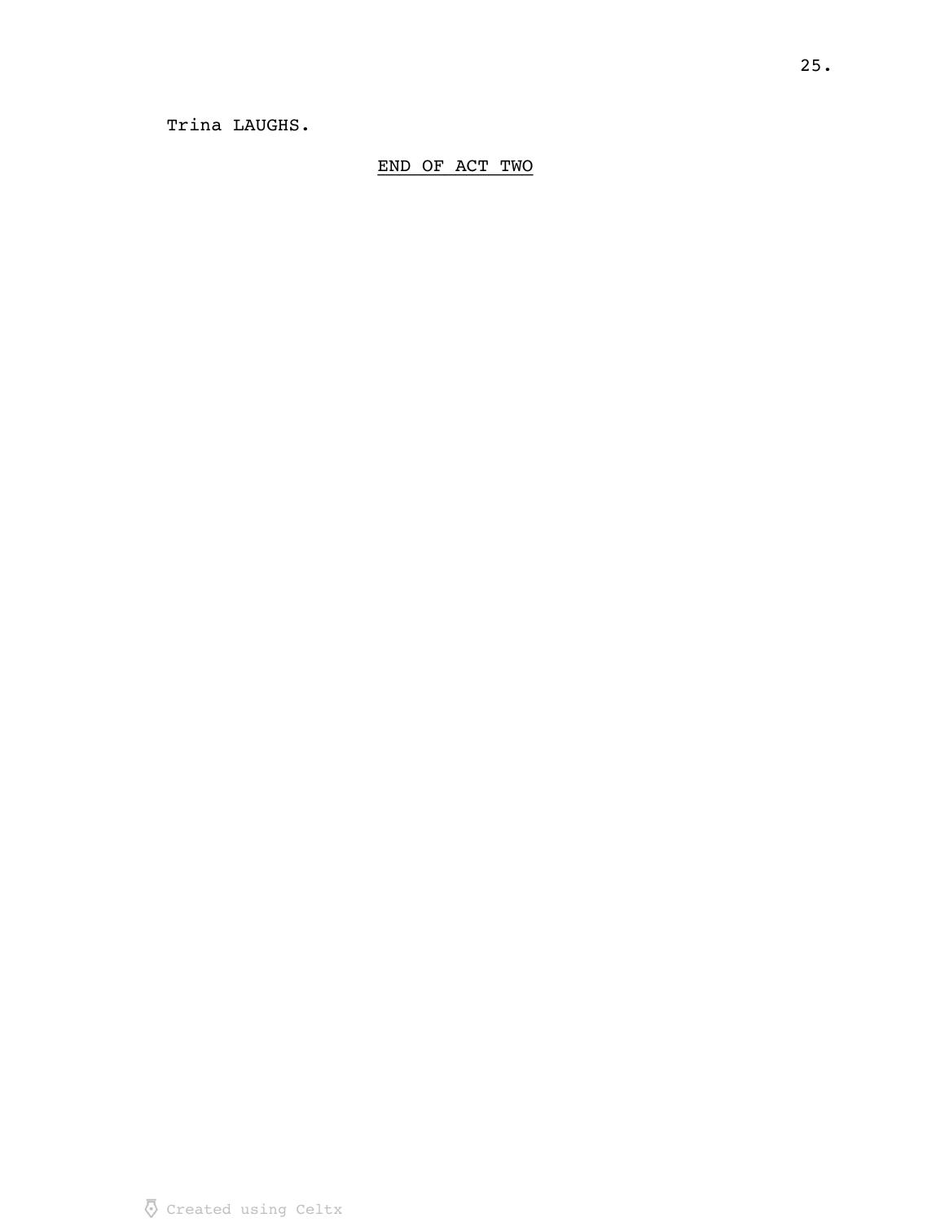Trina LAUGHS.

<u>END OF ACT TWO</u>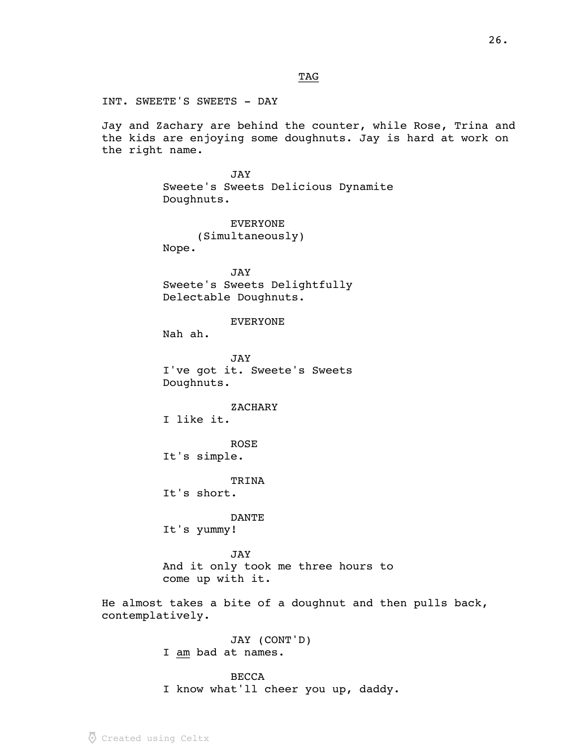TAG

INT. SWEETE'S SWEETS - DAY

Jay and Zachary are behind the counter, while Rose, Trina and the kids are enjoying some doughnuts. Jay is hard at work on the right name.

JAY
Sweete's Sweets Delicious Dynamite Doughnuts.

EVERYONE
(Simultaneously)
Nope.

JAY
Sweete's Sweets Delightfully Delectable Doughnuts.

EVERYONE
Nah ah.

JAY
I've got it. Sweete's Sweets Doughnuts.

ZACHARY
I like it.

ROSE
It's simple.

TRINA
It's short.

DANTE
It's yummy!

JAY
And it only took me three hours to come up with it.

He almost takes a bite of a doughnut and then pulls back, contemplatively.

JAY (CONT'D)
I _am_ bad at names.

BECCA
I know what'll cheer you up, daddy.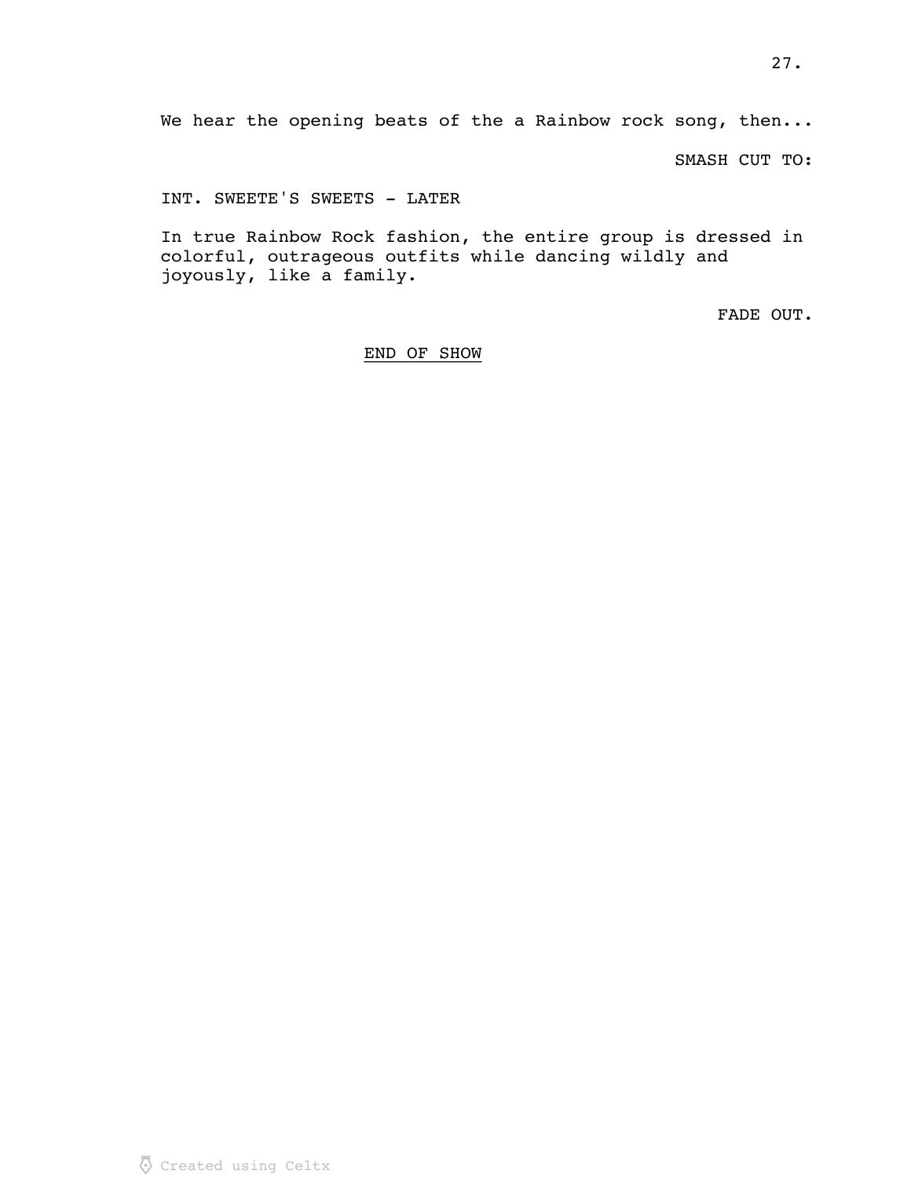We hear the opening beats of the a Rainbow rock song, then...

SMASH CUT TO:

INT. SWEETE'S SWEETS - LATER

In true Rainbow Rock fashion, the entire group is dressed in colorful, outrageous outfits while dancing wildly and joyously, like a family.

FADE OUT.

<u>END OF SHOW</u>